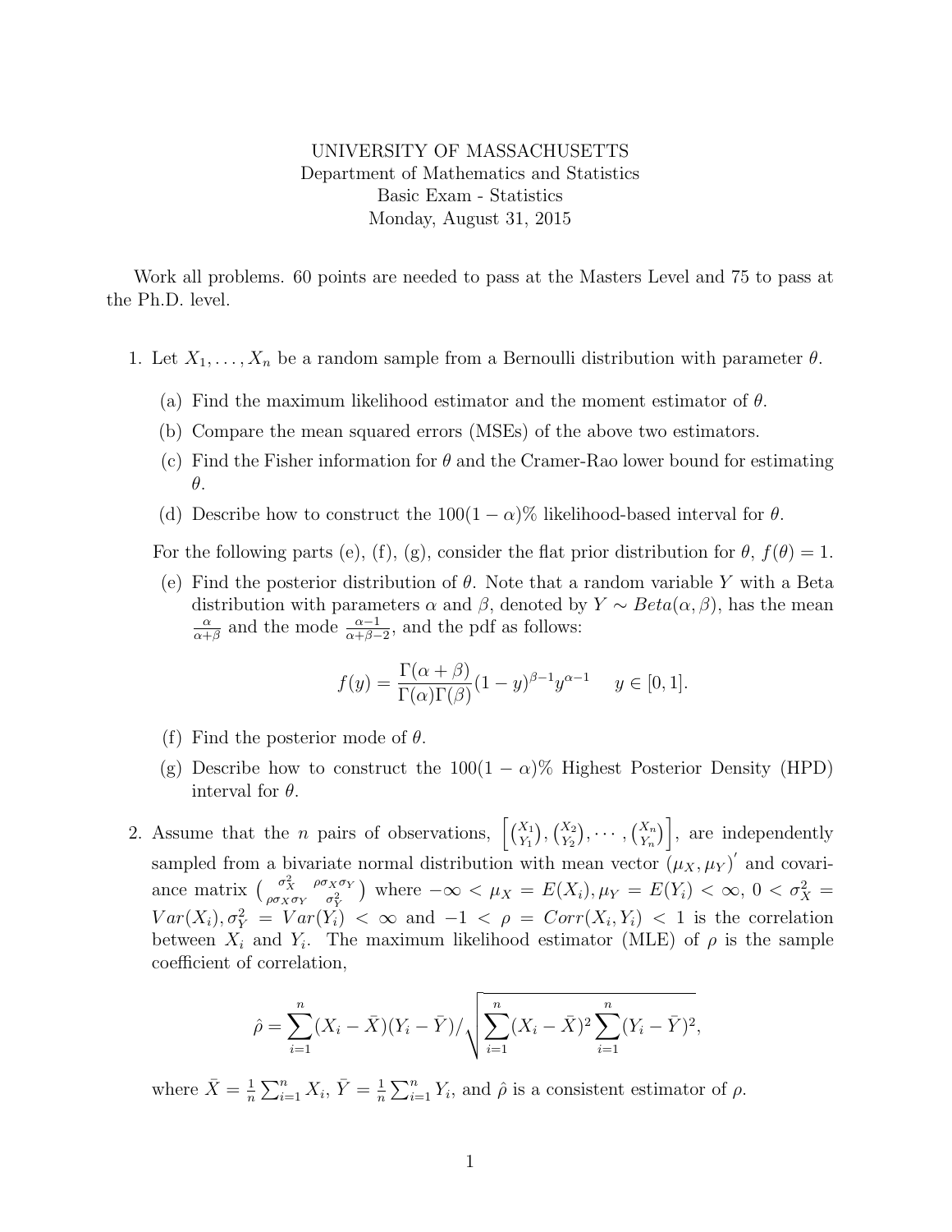UNIVERSITY OF MASSACHUSETTS
Department of Mathematics and Statistics
Basic Exam - Statistics
Monday, August 31, 2015

Work all problems. 60 points are needed to pass at the Masters Level and 75 to pass at the Ph.D. level.

1. Let $X_1, \ldots, X_n$ be a random sample from a Bernoulli distribution with parameter $\theta$.

   (a) Find the maximum likelihood estimator and the moment estimator of $\theta$.

   (b) Compare the mean squared errors (MSEs) of the above two estimators.

   (c) Find the Fisher information for $\theta$ and the Cramer-Rao lower bound for estimating $\theta$.

   (d) Describe how to construct the $100(1-\alpha)\%$ likelihood-based interval for $\theta$.

   For the following parts (e), (f), (g), consider the flat prior distribution for $\theta$, $f(\theta) = 1$.

   (e) Find the posterior distribution of $\theta$. Note that a random variable $Y$ with a Beta distribution with parameters $\alpha$ and $\beta$, denoted by $Y \sim Beta(\alpha, \beta)$, has the mean $\frac{\alpha}{\alpha+\beta}$ and the mode $\frac{\alpha-1}{\alpha+\beta-2}$, and the pdf as follows:

   $$f(y) = \frac{\Gamma(\alpha+\beta)}{\Gamma(\alpha)\Gamma(\beta)}(1-y)^{\beta-1}y^{\alpha-1} \quad y \in [0,1].$$

   (f) Find the posterior mode of $\theta$.

   (g) Describe how to construct the $100(1-\alpha)\%$ Highest Posterior Density (HPD) interval for $\theta$.

2. Assume that the $n$ pairs of observations, $\left[\binom{X_1}{Y_1}, \binom{X_2}{Y_2}, \cdots, \binom{X_n}{Y_n}\right]$, are independently sampled from a bivariate normal distribution with mean vector $(\mu_X, \mu_Y)'$ and covariance matrix $\begin{pmatrix} \sigma_X^2 & \rho\sigma_X\sigma_Y \\ \rho\sigma_X\sigma_Y & \sigma_Y^2 \end{pmatrix}$ where $-\infty < \mu_X = E(X_i), \mu_Y = E(Y_i) < \infty$, $0 < \sigma_X^2 = Var(X_i), \sigma_Y^2 = Var(Y_i) < \infty$ and $-1 < \rho = Corr(X_i, Y_i) < 1$ is the correlation between $X_i$ and $Y_i$. The maximum likelihood estimator (MLE) of $\rho$ is the sample coefficient of correlation,

   $$\hat{\rho} = \sum_{i=1}^{n}(X_i - \bar{X})(Y_i - \bar{Y}) \Big/ \sqrt{\sum_{i=1}^{n}(X_i - \bar{X})^2 \sum_{i=1}^{n}(Y_i - \bar{Y})^2},$$

   where $\bar{X} = \frac{1}{n}\sum_{i=1}^{n} X_i$, $\bar{Y} = \frac{1}{n}\sum_{i=1}^{n} Y_i$, and $\hat{\rho}$ is a consistent estimator of $\rho$.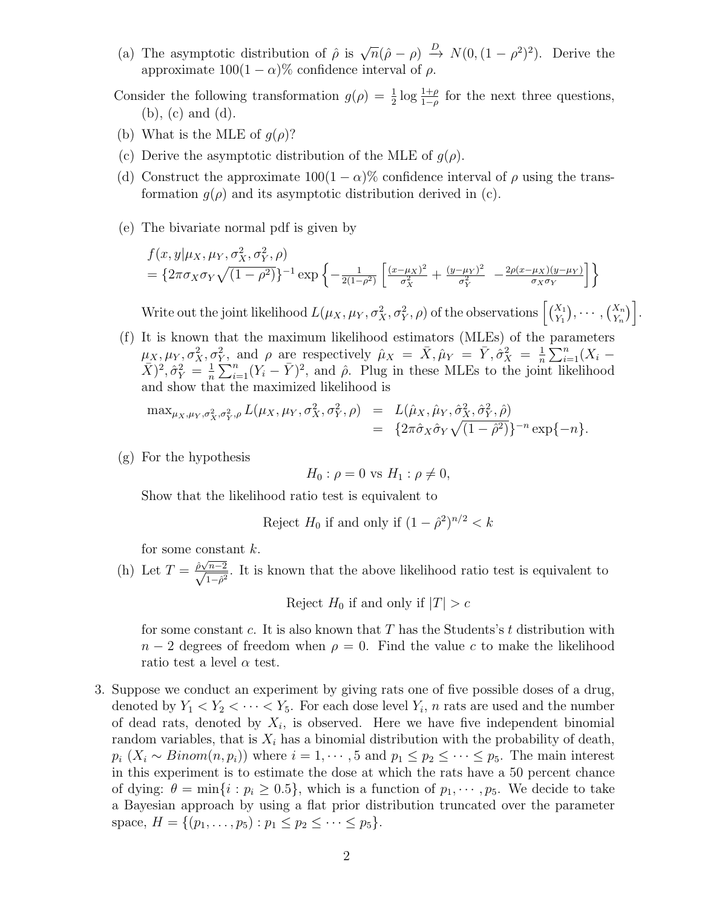(a) The asymptotic distribution of $\hat{\rho}$ is $\sqrt{n}(\hat{\rho} - \rho) \xrightarrow{D} N(0, (1 - \rho^2)^2)$. Derive the approximate $100(1 - \alpha)\%$ confidence interval of $\rho$.

Consider the following transformation $g(\rho) = \frac{1}{2} \log \frac{1+\rho}{1-\rho}$ for the next three questions, (b), (c) and (d).

(b) What is the MLE of $g(\rho)$?

(c) Derive the asymptotic distribution of the MLE of $g(\rho)$.

(d) Construct the approximate $100(1 - \alpha)\%$ confidence interval of $\rho$ using the transformation $g(\rho)$ and its asymptotic distribution derived in (c).

(e) The bivariate normal pdf is given by

$$
\begin{aligned}
& f(x, y | \mu_X, \mu_Y, \sigma_X^2, \sigma_Y^2, \rho) \\
& = \{2\pi\sigma_X\sigma_Y\sqrt{(1-\rho^2)}\}^{-1} \exp\left\{-\frac{1}{2(1-\rho^2)}\left[\frac{(x-\mu_X)^2}{\sigma_X^2} + \frac{(y-\mu_Y)^2}{\sigma_Y^2} - \frac{2\rho(x-\mu_X)(y-\mu_Y)}{\sigma_X\sigma_Y}\right]\right\}
\end{aligned}
$$

Write out the joint likelihood $L(\mu_X, \mu_Y, \sigma_X^2, \sigma_Y^2, \rho)$ of the observations $\left[\binom{X_1}{Y_1}, \cdots, \binom{X_n}{Y_n}\right]$.

(f) It is known that the maximum likelihood estimators (MLEs) of the parameters $\mu_X, \mu_Y, \sigma_X^2, \sigma_Y^2$, and $\rho$ are respectively $\hat{\mu}_X = \bar{X}, \hat{\mu}_Y = \bar{Y}, \hat{\sigma}_X^2 = \frac{1}{n}\sum_{i=1}^n (X_i - \bar{X})^2, \hat{\sigma}_Y^2 = \frac{1}{n}\sum_{i=1}^n (Y_i - \bar{Y})^2$, and $\hat{\rho}$. Plug in these MLEs to the joint likelihood and show that the maximized likelihood is

$$
\begin{aligned}
\max_{\mu_X,\mu_Y,\sigma_X^2,\sigma_Y^2,\rho} L(\mu_X, \mu_Y, \sigma_X^2, \sigma_Y^2, \rho) &= L(\hat{\mu}_X, \hat{\mu}_Y, \hat{\sigma}_X^2, \hat{\sigma}_Y^2, \hat{\rho}) \\
&= \{2\pi\hat{\sigma}_X\hat{\sigma}_Y\sqrt{(1-\hat{\rho}^2)}\}^{-n} \exp\{-n\}.
\end{aligned}
$$

(g) For the hypothesis

$$H_0 : \rho = 0 \text{ vs } H_1 : \rho \neq 0,$$

Show that the likelihood ratio test is equivalent to

$$\text{Reject } H_0 \text{ if and only if } (1 - \hat{\rho}^2)^{n/2} < k$$

for some constant $k$.

(h) Let $T = \frac{\hat{\rho}\sqrt{n-2}}{\sqrt{1-\hat{\rho}^2}}$. It is known that the above likelihood ratio test is equivalent to

$$\text{Reject } H_0 \text{ if and only if } |T| > c$$

for some constant $c$. It is also known that $T$ has the Students's $t$ distribution with $n - 2$ degrees of freedom when $\rho = 0$. Find the value $c$ to make the likelihood ratio test a level $\alpha$ test.

3. Suppose we conduct an experiment by giving rats one of five possible doses of a drug, denoted by $Y_1 < Y_2 < \cdots < Y_5$. For each dose level $Y_i$, $n$ rats are used and the number of dead rats, denoted by $X_i$, is observed. Here we have five independent binomial random variables, that is $X_i$ has a binomial distribution with the probability of death, $p_i$ ($X_i \sim Binom(n, p_i)$) where $i = 1, \cdots, 5$ and $p_1 \leq p_2 \leq \cdots \leq p_5$. The main interest in this experiment is to estimate the dose at which the rats have a 50 percent chance of dying: $\theta = \min\{i : p_i \geq 0.5\}$, which is a function of $p_1, \cdots, p_5$. We decide to take a Bayesian approach by using a flat prior distribution truncated over the parameter space, $H = \{(p_1, \ldots, p_5) : p_1 \leq p_2 \leq \cdots \leq p_5\}$.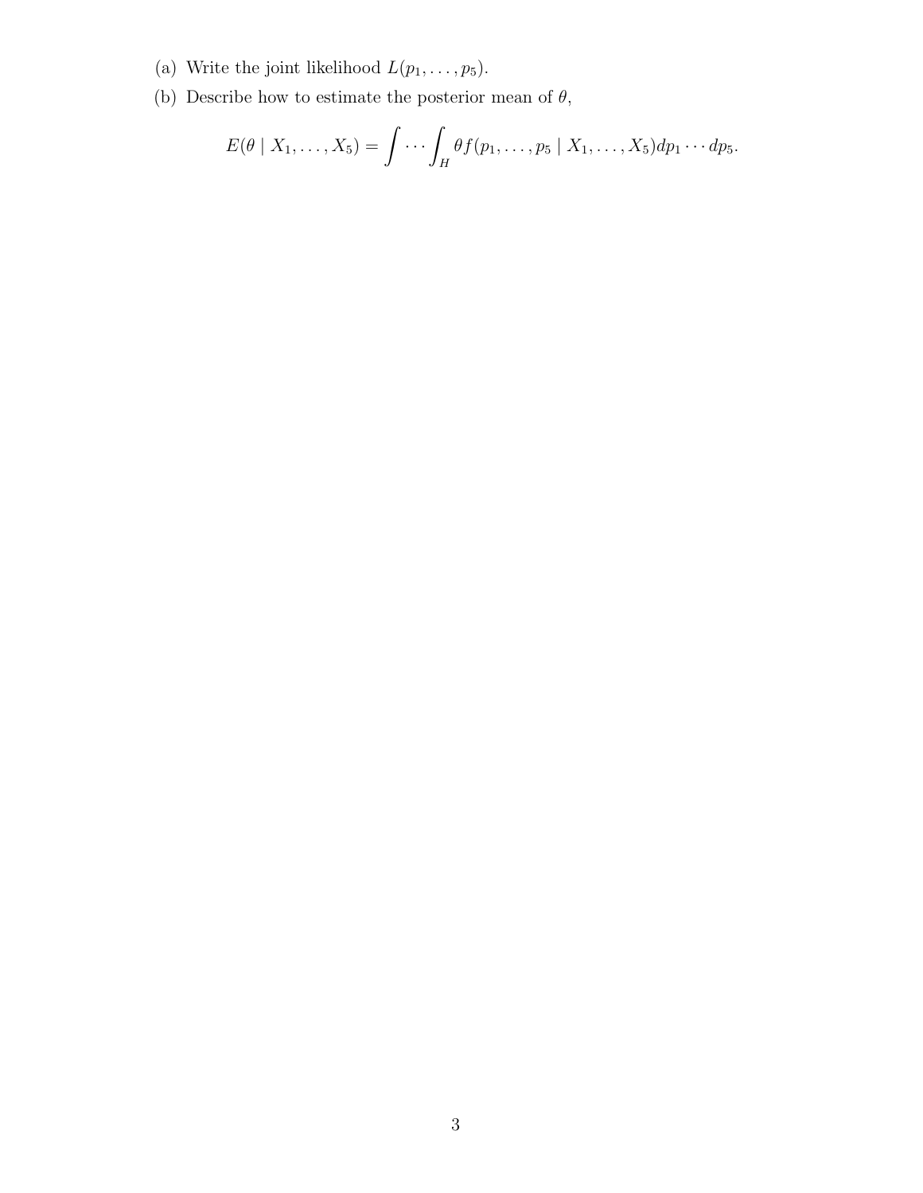(a) Write the joint likelihood $L(p_1, \ldots, p_5)$.

(b) Describe how to estimate the posterior mean of $\theta$,

$$E(\theta \mid X_1, \ldots, X_5) = \int \cdots \int_H \theta f(p_1, \ldots, p_5 \mid X_1, \ldots, X_5) dp_1 \cdots dp_5.$$